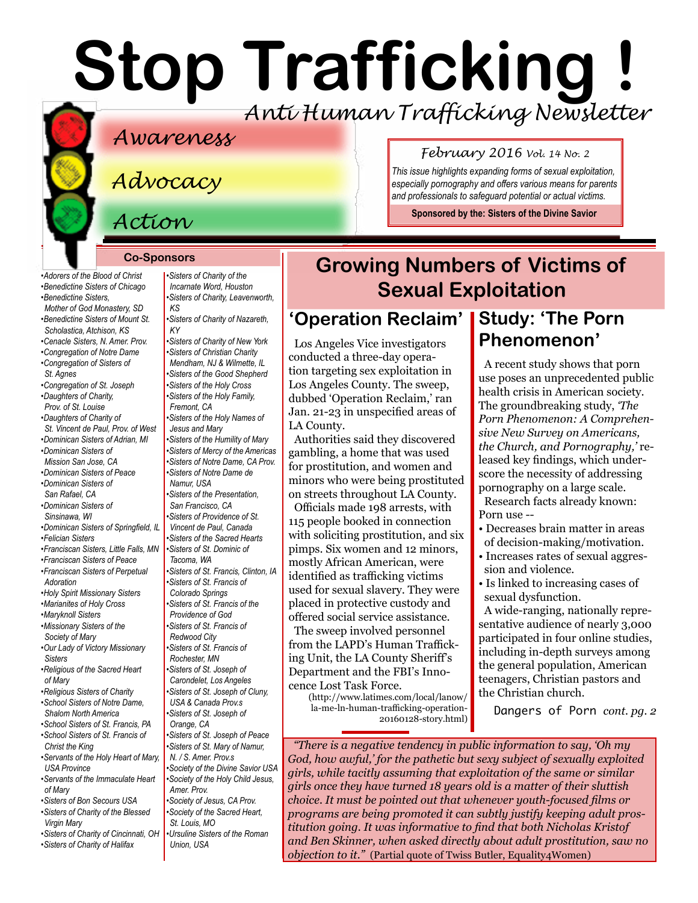# Stop Trafficking !

*Anti Human Trafficking Newsletter*

*Awareness*

*Advocacy*

*Action*

*February 2016 Vol. 14 No. 2*

*This issue highlights expanding forms of sexual exploitation, especially pornography and offers various means for parents and professionals to safeguard potential or actual victims.*

**Sponsored by the: Sisters of the Divine Savior**

## Co-Sponsors

- *Adorers of the Blood of Christ*
- *Benedictine Sisters of Chicago*
- *Benedictine Sisters, Mother of God Monastery, SD*
- *Benedictine Sisters of Mount St. Scholastica, Atchison, KS*
- *Cenacle Sisters, N. Amer. Prov.*
- *Congregation of Notre Dame*
- *Congregation of Sisters of St. Agnes*
- *Congregation of St. Joseph*
- *Daughters of Charity, Prov. of St. Louise*
- *Daughters of Charity of St. Vincent de Paul, Prov. of West*
- *Dominican Sisters of Adrian, MI*
- *Dominican Sisters of Mission San Jose, CA*
- *Dominican Sisters of Peace*
- *Dominican Sisters of San Rafael, CA*
- *Dominican Sisters of Sinsinawa, WI*
- *Dominican Sisters of Springfield, IL*
- *Felician Sisters*
- *Franciscan Sisters, Little Falls, MN*
- *Franciscan Sisters of Peace*
- *Franciscan Sisters of Perpetual Adoration*
- *Holy Spirit Missionary Sisters*
- *Marianites of Holy Cross*
- *Maryknoll Sisters*
- *Missionary Sisters of the Society of Mary*
- *Our Lady of Victory Missionary Sisters*
- *Religious of the Sacred Heart of Mary*
- *Religious Sisters of Charity*
- *School Sisters of Notre Dame, Shalom North America*
- *School Sisters of St. Francis, PA*
- *School Sisters of St. Francis of Christ the King*
- *Servants of the Holy Heart of Mary, USA Province*
- *Servants of the Immaculate Heart of Mary*
- *Sisters of Bon Secours USA*
- *Sisters of Charity of the Blessed Virgin Mary*
- *Sisters of Charity of Cincinnati, OH*
- *Sisters of Charity of Halifax*
- *Sisters of Charity of the Incarnate Word, Houston*
- *Sisters of Charity, Leavenworth, KS*
- *Sisters of Charity of Nazareth, KY*
- *Sisters of Charity of New York*
- *Sisters of Christian Charity Mendham, NJ & Wilmette, IL*
- *Sisters of the Good Shepherd*
- *Sisters of the Holy Cross*
- *Sisters of the Holy Family, Fremont, CA*
- *Sisters of the Holy Names of Jesus and Mary*
- *Sisters of the Humility of Mary*
- *Sisters of Mercy of the Americas*
- *Sisters of Notre Dame, CA Prov.*
- *Sisters of Notre Dame de Namur, USA*
- *Sisters of the Presentation, San Francisco, CA*
- *Sisters of Providence of St. Vincent de Paul, Canada*
- *Sisters of the Sacred Hearts*
- *Sisters of St. Dominic of Tacoma, WA*
- *Sisters of St. Francis, Clinton, IA*
- *Sisters of St. Francis of Colorado Springs*
- *Sisters of St. Francis of the Providence of God*
- *Sisters of St. Francis of Redwood City*
- *Sisters of St. Francis of Rochester, MN*
- *Sisters of St. Joseph of Carondelet, Los Angeles*
- *Sisters of St. Joseph of Cluny, USA & Canada Prov.s*
- *Sisters of St. Joseph of Orange, CA*
- *Sisters of St. Joseph of Peace*
- *Sisters of St. Mary of Namur, N. / S. Amer. Prov.s*
- *Society of the Divine Savior USA*
- *Society of the Holy Child Jesus, Amer. Prov.*
- *Society of Jesus, CA Prov.*
- *Society of the Sacred Heart, St. Louis, MO*
- *Ursuline Sisters of the Roman Union, USA*

# Growing Numbers of Victims of Sexual Exploitation

## 'Operation Reclaim'

Los Angeles Vice investigators conducted a three-day operation targeting sex exploitation in Los Angeles County. The sweep, dubbed 'Operation Reclaim,' ran Jan. 21-23 in unspecified areas of LA County.

Authorities said they discovered gambling, a home that was used for prostitution, and women and minors who were being prostituted on streets throughout LA County.

Officials made 198 arrests, with 115 people booked in connection with soliciting prostitution, and six pimps. Six women and 12 minors, mostly African American, were identified as trafficking victims used for sexual slavery. They were placed in protective custody and offered social service assistance.

The sweep involved personnel from the LAPD's Human Trafficking Unit, the LA County Sheriff's Department and the FBI's Innocence Lost Task Force.

(http://www.latimes.com/local/lanow/la-me-ln-human-trafficking-operation-20160128-story.html)

## Study: 'The Porn Phenomenon'

A recent study shows that porn use poses an unprecedented public health crisis in American society. The groundbreaking study, *'The Porn Phenomenon: A Comprehensive New Survey on Americans, the Church, and Pornography,'* released key findings, which underscore the necessity of addressing pornography on a large scale.

Research facts already known: Porn use --

- Decreases brain matter in areas of decision-making/motivation.
- Increases rates of sexual aggression and violence.
- Is linked to increasing cases of sexual dysfunction.

A wide-ranging, nationally representative audience of nearly 3,000 participated in four online studies, including in-depth surveys among the general population, American teenagers, Christian pastors and the Christian church.

Dangers of Porn *cont. pg. 2*

*"There is a negative tendency in public information to say, 'Oh my God, how awful,' for the pathetic but sexy subject of sexually exploited girls, while tacitly assuming that exploitation of the same or similar girls once they have turned 18 years old is a matter of their sluttish choice. It must be pointed out that whenever youth-focused films or programs are being promoted it can subtly justify keeping adult prostitution going. It was informative to find that both Nicholas Kristof and Ben Skinner, when asked directly about adult prostitution, saw no objection to it."* (Partial quote of Twiss Butler, Equality4Women)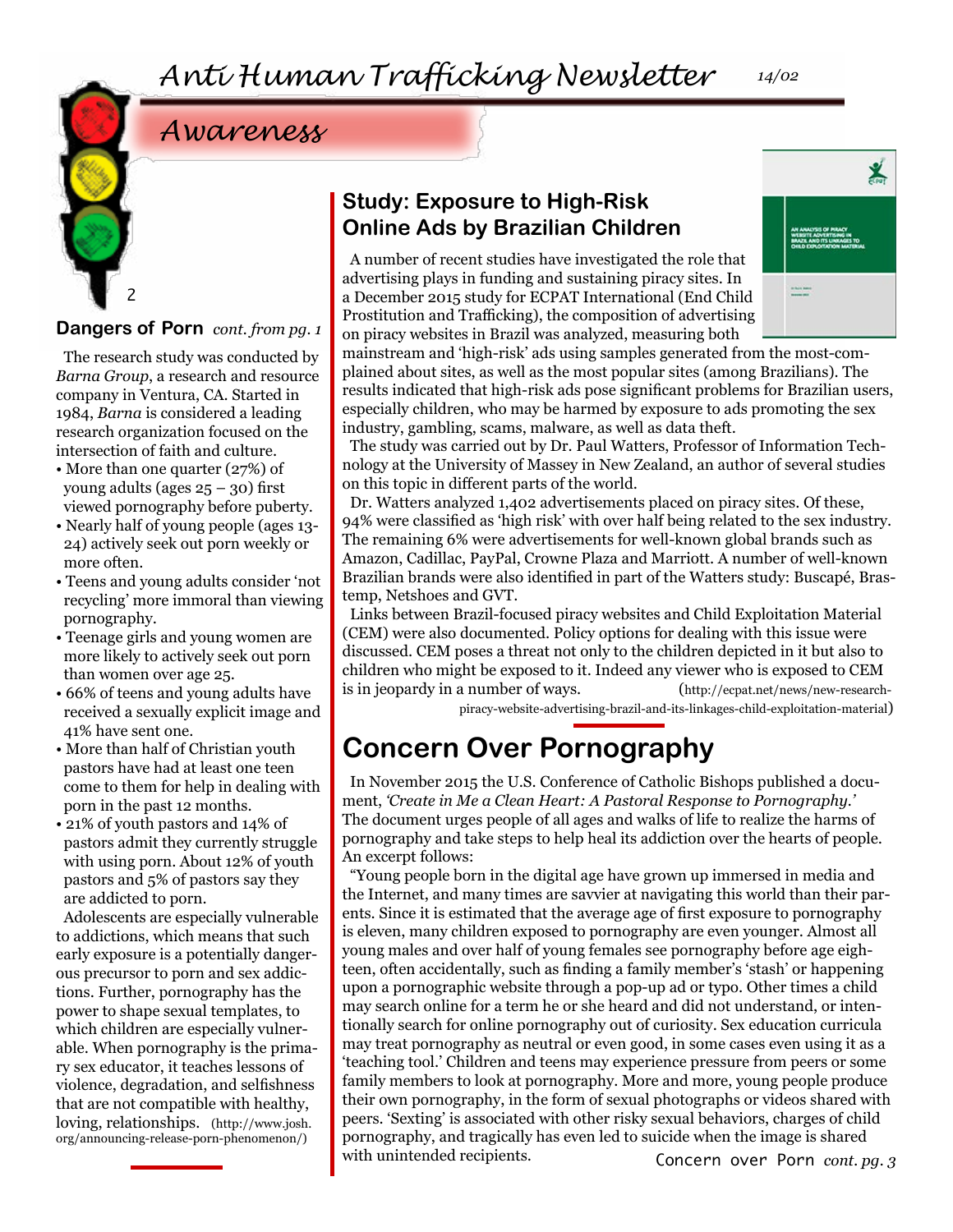# Awareness

## Dangers of Porn *cont. from pg. 1*

The research study was conducted by *Barna Group*, a research and resource company in Ventura, CA. Started in 1984, *Barna* is considered a leading research organization focused on the intersection of faith and culture.

- More than one quarter (27%) of young adults (ages 25 – 30) first viewed pornography before puberty.
- Nearly half of young people (ages 13-24) actively seek out porn weekly or more often.
- Teens and young adults consider 'not recycling' more immoral than viewing pornography.
- Teenage girls and young women are more likely to actively seek out porn than women over age 25.
- 66% of teens and young adults have received a sexually explicit image and 41% have sent one.
- More than half of Christian youth pastors have had at least one teen come to them for help in dealing with porn in the past 12 months.
- 21% of youth pastors and 14% of pastors admit they currently struggle with using porn. About 12% of youth pastors and 5% of pastors say they are addicted to porn.

Adolescents are especially vulnerable to addictions, which means that such early exposure is a potentially dangerous precursor to porn and sex addictions. Further, pornography has the power to shape sexual templates, to which children are especially vulnerable. When pornography is the primary sex educator, it teaches lessons of violence, degradation, and selfishness that are not compatible with healthy, loving, relationships. (http://www.josh.org/announcing-release-porn-phenomenon/)

## Study: Exposure to High-Risk Online Ads by Brazilian Children

A number of recent studies have investigated the role that advertising plays in funding and sustaining piracy sites. In a December 2015 study for ECPAT International (End Child Prostitution and Trafficking), the composition of advertising on piracy websites in Brazil was analyzed, measuring both mainstream and 'high-risk' ads using samples generated from the most-complained about sites, as well as the most popular sites (among Brazilians). The results indicated that high-risk ads pose significant problems for Brazilian users, especially children, who may be harmed by exposure to ads promoting the sex industry, gambling, scams, malware, as well as data theft.

The study was carried out by Dr. Paul Watters, Professor of Information Technology at the University of Massey in New Zealand, an author of several studies on this topic in different parts of the world.

Dr. Watters analyzed 1,402 advertisements placed on piracy sites. Of these, 94% were classified as 'high risk' with over half being related to the sex industry. The remaining 6% were advertisements for well-known global brands such as Amazon, Cadillac, PayPal, Crowne Plaza and Marriott. A number of well-known Brazilian brands were also identified in part of the Watters study: Buscapé, Brastemp, Netshoes and GVT.

Links between Brazil-focused piracy websites and Child Exploitation Material (CEM) were also documented. Policy options for dealing with this issue were discussed. CEM poses a threat not only to the children depicted in it but also to children who might be exposed to it. Indeed any viewer who is exposed to CEM is in jeopardy in a number of ways. (http://ecpat.net/news/new-research-piracy-website-advertising-brazil-and-its-linkages-child-exploitation-material)

## Concern Over Pornography

In November 2015 the U.S. Conference of Catholic Bishops published a document, *'Create in Me a Clean Heart: A Pastoral Response to Pornography.'* The document urges people of all ages and walks of life to realize the harms of pornography and take steps to help heal its addiction over the hearts of people. An excerpt follows:

"Young people born in the digital age have grown up immersed in media and the Internet, and many times are savvier at navigating this world than their parents. Since it is estimated that the average age of first exposure to pornography is eleven, many children exposed to pornography are even younger. Almost all young males and over half of young females see pornography before age eighteen, often accidentally, such as finding a family member's 'stash' or happening upon a pornographic website through a pop-up ad or typo. Other times a child may search online for a term he or she heard and did not understand, or intentionally search for online pornography out of curiosity. Sex education curricula may treat pornography as neutral or even good, in some cases even using it as a 'teaching tool.' Children and teens may experience pressure from peers or some family members to look at pornography. More and more, young people produce their own pornography, in the form of sexual photographs or videos shared with peers. 'Sexting' is associated with other risky sexual behaviors, charges of child pornography, and tragically has even led to suicide when the image is shared with unintended recipients.

Concern over Porn *cont. pg. 3*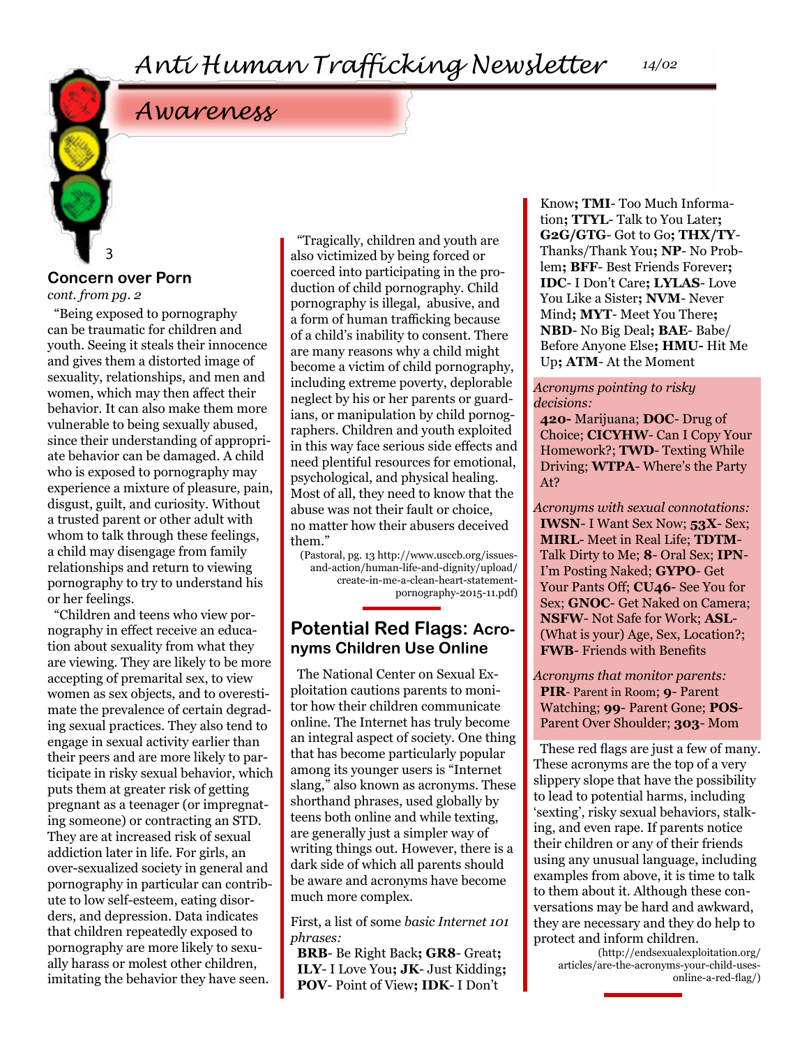# Anti Human Trafficking Newsletter

## Awareness

### Concern over Porn

*cont. from pg. 2*

"Being exposed to pornography can be traumatic for children and youth. Seeing it steals their innocence and gives them a distorted image of sexuality, relationships, and men and women, which may then affect their behavior. It can also make them more vulnerable to being sexually abused, since their understanding of appropriate behavior can be damaged. A child who is exposed to pornography may experience a mixture of pleasure, pain, disgust, guilt, and curiosity. Without a trusted parent or other adult with whom to talk through these feelings, a child may disengage from family relationships and return to viewing pornography to try to understand his or her feelings.

"Children and teens who view pornography in effect receive an education about sexuality from what they are viewing. They are likely to be more accepting of premarital sex, to view women as sex objects, and to overestimate the prevalence of certain degrading sexual practices. They also tend to engage in sexual activity earlier than their peers and are more likely to participate in risky sexual behavior, which puts them at greater risk of getting pregnant as a teenager (or impregnating someone) or contracting an STD. They are at increased risk of sexual addiction later in life. For girls, an over-sexualized society in general and pornography in particular can contribute to low self-esteem, eating disorders, and depression. Data indicates that children repeatedly exposed to pornography are more likely to sexually harass or molest other children, imitating the behavior they have seen.

"Tragically, children and youth are also victimized by being forced or coerced into participating in the production of child pornography. Child pornography is illegal, abusive, and a form of human trafficking because of a child's inability to consent. There are many reasons why a child might become a victim of child pornography, including extreme poverty, deplorable neglect by his or her parents or guardians, or manipulation by child pornographers. Children and youth exploited in this way face serious side effects and need plentiful resources for emotional, psychological, and physical healing. Most of all, they need to know that the abuse was not their fault or choice, no matter how their abusers deceived them."

(Pastoral, pg. 13 http://www.usccb.org/issues-and-action/human-life-and-dignity/upload/create-in-me-a-clean-heart-statement-pornography-2015-11.pdf)

### Potential Red Flags: Acronyms Children Use Online

The National Center on Sexual Exploitation cautions parents to monitor how their children communicate online. The Internet has truly become an integral aspect of society. One thing that has become particularly popular among its younger users is "Internet slang," also known as acronyms. These shorthand phrases, used globally by teens both online and while texting, are generally just a simpler way of writing things out. However, there is a dark side of which all parents should be aware and acronyms have become much more complex.

First, a list of some *basic Internet 101 phrases:*

**BRB**- Be Right Back**; GR8**- Great**; ILY**- I Love You**; JK**- Just Kidding**; POV**- Point of View**; IDK**- I Don't Know**; TMI**- Too Much Information**; TTYL**- Talk to You Later**; G2G/GTG**- Got to Go**; THX/TY**- Thanks/Thank You**; NP**- No Problem**; BFF**- Best Friends Forever**; IDC**- I Don't Care**; LYLAS**- Love You Like a Sister**; NVM**- Never Mind**; MYT**- Meet You There**; NBD**- No Big Deal**; BAE**- Babe/ Before Anyone Else**; HMU**- Hit Me Up**; ATM**- At the Moment

*Acronyms pointing to risky decisions:*

**420-** Marijuana; **DOC**- Drug of Choice; **CICYHW**- Can I Copy Your Homework?; **TWD**- Texting While Driving; **WTPA**- Where's the Party At?

*Acronyms with sexual connotations:*

**IWSN**- I Want Sex Now; **53X**- Sex; **MIRL**- Meet in Real Life; **TDTM**- Talk Dirty to Me; **8**- Oral Sex; **IPN**- I'm Posting Naked; **GYPO**- Get Your Pants Off; **CU46**- See You for Sex; **GNOC**- Get Naked on Camera; **NSFW**- Not Safe for Work; **ASL**- (What is your) Age, Sex, Location?; **FWB**- Friends with Benefits

*Acronyms that monitor parents:*

**PIR**- Parent in Room; **9**- Parent Watching; **99**- Parent Gone; **POS**- Parent Over Shoulder; **303**- Mom

These red flags are just a few of many. These acronyms are the top of a very slippery slope that have the possibility to lead to potential harms, including 'sexting', risky sexual behaviors, stalking, and even rape. If parents notice their children or any of their friends using any unusual language, including examples from above, it is time to talk to them about it. Although these conversations may be hard and awkward, they are necessary and they do help to protect and inform children.

(http://endsexualexploitation.org/articles/are-the-acronyms-your-child-uses-online-a-red-flag/)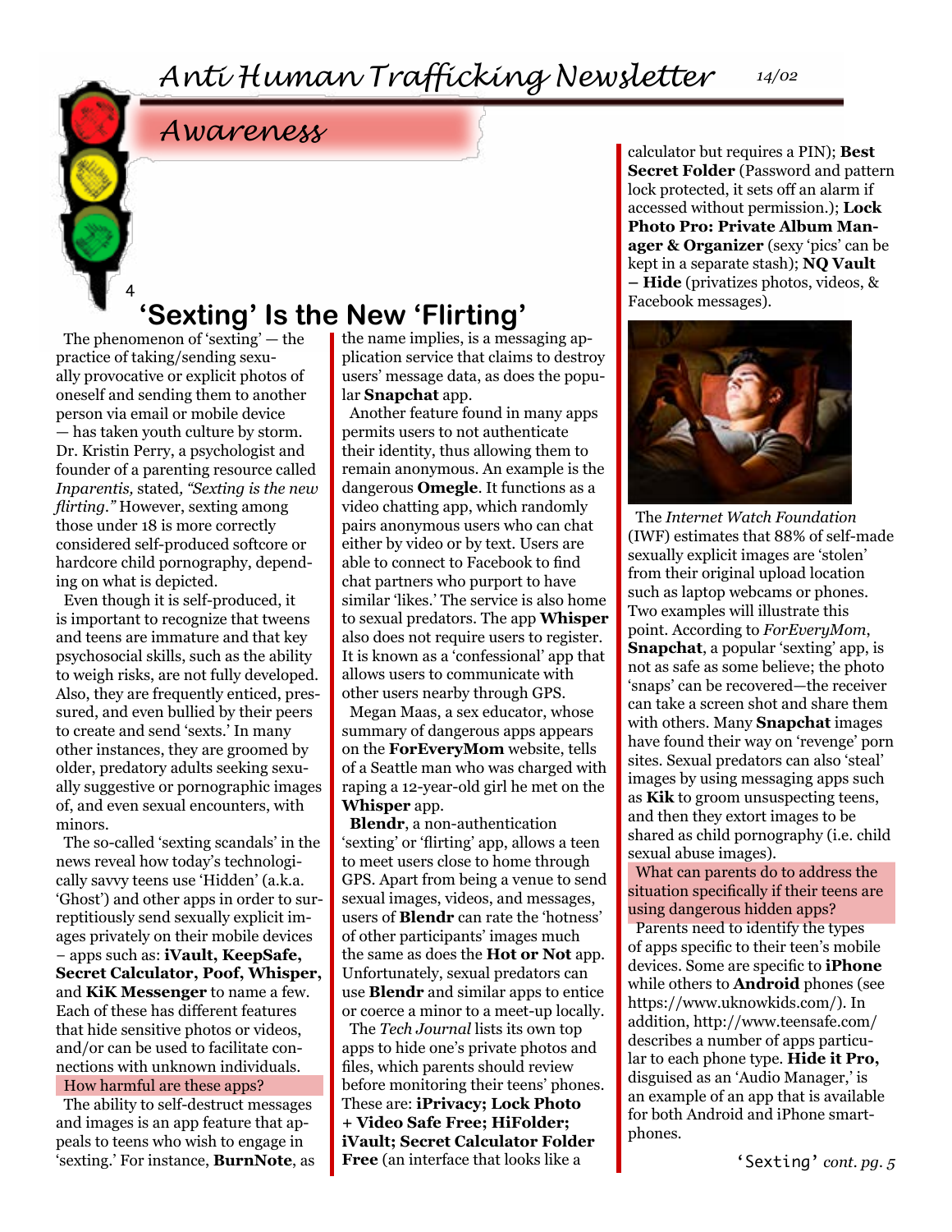## Awareness

# 'Sexting' Is the New 'Flirting'

The phenomenon of 'sexting' — the practice of taking/sending sexually provocative or explicit photos of oneself and sending them to another person via email or mobile device — has taken youth culture by storm. Dr. Kristin Perry, a psychologist and founder of a parenting resource called *Inparentis,* stated*, "Sexting is the new flirting."* However, sexting among those under 18 is more correctly considered self-produced softcore or hardcore child pornography, depending on what is depicted.

Even though it is self-produced, it is important to recognize that tweens and teens are immature and that key psychosocial skills, such as the ability to weigh risks, are not fully developed. Also, they are frequently enticed, pressured, and even bullied by their peers to create and send 'sexts.' In many other instances, they are groomed by older, predatory adults seeking sexually suggestive or pornographic images of, and even sexual encounters, with minors.

The so-called 'sexting scandals' in the news reveal how today's technologically savvy teens use 'Hidden' (a.k.a. 'Ghost') and other apps in order to surreptitiously send sexually explicit images privately on their mobile devices – apps such as: **iVault, KeepSafe, Secret Calculator, Poof, Whisper,** and **KiK Messenger** to name a few. Each of these has different features that hide sensitive photos or videos, and/or can be used to facilitate connections with unknown individuals.

### How harmful are these apps?

The ability to self-destruct messages and images is an app feature that appeals to teens who wish to engage in 'sexting.' For instance, **BurnNote**, as the name implies, is a messaging application service that claims to destroy users' message data, as does the popular **Snapchat** app.

Another feature found in many apps permits users to not authenticate their identity, thus allowing them to remain anonymous. An example is the dangerous **Omegle**. It functions as a video chatting app, which randomly pairs anonymous users who can chat either by video or by text. Users are able to connect to Facebook to find chat partners who purport to have similar 'likes.' The service is also home to sexual predators. The app **Whisper** also does not require users to register. It is known as a 'confessional' app that allows users to communicate with other users nearby through GPS.

Megan Maas, a sex educator, whose summary of dangerous apps appears on the **ForEveryMom** website, tells of a Seattle man who was charged with raping a 12-year-old girl he met on the **Whisper** app.

**Blendr**, a non-authentication 'sexting' or 'flirting' app, allows a teen to meet users close to home through GPS. Apart from being a venue to send sexual images, videos, and messages, users of **Blendr** can rate the 'hotness' of other participants' images much the same as does the **Hot or Not** app. Unfortunately, sexual predators can use **Blendr** and similar apps to entice or coerce a minor to a meet-up locally.

The *Tech Journal* lists its own top apps to hide one's private photos and files, which parents should review before monitoring their teens' phones. These are: **iPrivacy; Lock Photo + Video Safe Free; HiFolder; iVault; Secret Calculator Folder Free** (an interface that looks like a calculator but requires a PIN); **Best Secret Folder** (Password and pattern lock protected, it sets off an alarm if accessed without permission.); **Lock Photo Pro: Private Album Manager & Organizer** (sexy 'pics' can be kept in a separate stash); **NQ Vault – Hide** (privatizes photos, videos, & Facebook messages).

The *Internet Watch Foundation* (IWF) estimates that 88% of self-made sexually explicit images are 'stolen' from their original upload location such as laptop webcams or phones. Two examples will illustrate this point. According to *ForEveryMom*, **Snapchat**, a popular 'sexting' app, is not as safe as some believe; the photo 'snaps' can be recovered—the receiver can take a screen shot and share them with others. Many **Snapchat** images have found their way on 'revenge' porn sites. Sexual predators can also 'steal' images by using messaging apps such as **Kik** to groom unsuspecting teens, and then they extort images to be shared as child pornography (i.e. child sexual abuse images).

### What can parents do to address the situation specifically if their teens are using dangerous hidden apps?

Parents need to identify the types of apps specific to their teen's mobile devices. Some are specific to **iPhone** while others to **Android** phones (see https://www.uknowkids.com/). In addition, http://www.teensafe.com/ describes a number of apps particular to each phone type. **Hide it Pro,** disguised as an 'Audio Manager,' is an example of an app that is available for both Android and iPhone smartphones.

'Sexting' *cont. pg. 5*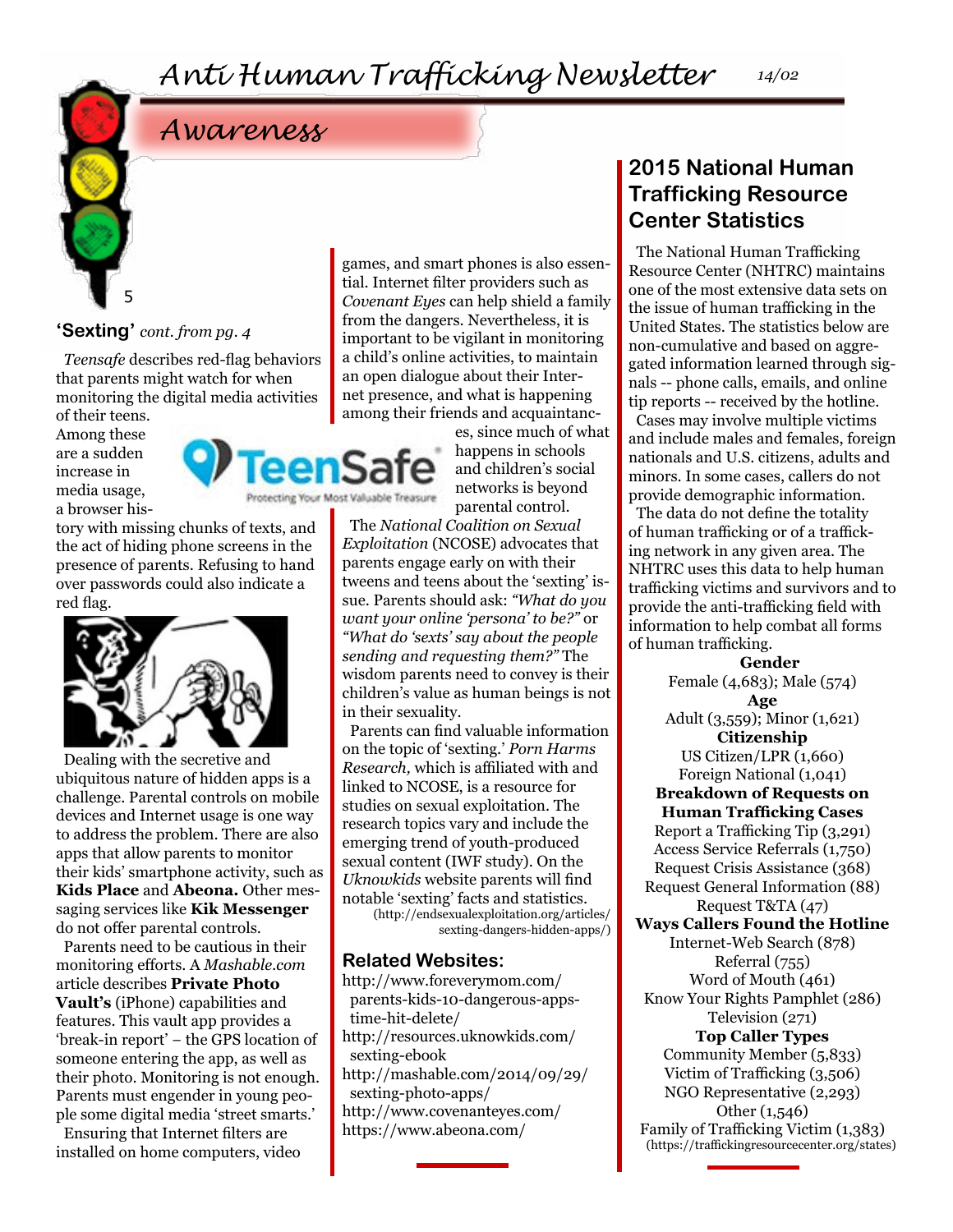# Anti Human Trafficking Newsletter

14/02

## Awareness

**'Sexting'** *cont. from pg. 4*

*Teensafe* describes red-flag behaviors that parents might watch for when monitoring the digital media activities of their teens. Among these are a sudden increase in media usage, a browser history with missing chunks of texts, and the act of hiding phone screens in the presence of parents. Refusing to hand over passwords could also indicate a red flag.

Dealing with the secretive and ubiquitous nature of hidden apps is a challenge. Parental controls on mobile devices and Internet usage is one way to address the problem. There are also apps that allow parents to monitor their kids' smartphone activity, such as **Kids Place** and **Abeona.** Other messaging services like **Kik Messenger** do not offer parental controls.

Parents need to be cautious in their monitoring efforts. A *Mashable.com* article describes **Private Photo Vault's** (iPhone) capabilities and features. This vault app provides a 'break-in report' – the GPS location of someone entering the app, as well as their photo. Monitoring is not enough. Parents must engender in young people some digital media 'street smarts.'

Ensuring that Internet filters are installed on home computers, video games, and smart phones is also essential. Internet filter providers such as *Covenant Eyes* can help shield a family from the dangers. Nevertheless, it is important to be vigilant in monitoring a child's online activities, to maintain an open dialogue about their Internet presence, and what is happening among their friends and acquaintances, since much of what happens in schools and children's social networks is beyond parental control.

The *National Coalition on Sexual Exploitation* (NCOSE) advocates that parents engage early on with their tweens and teens about the 'sexting' issue. Parents should ask: *"What do you want your online 'persona' to be?"* or *"What do 'sexts' say about the people sending and requesting them?"* The wisdom parents need to convey is their children's value as human beings is not in their sexuality.

Parents can find valuable information on the topic of 'sexting.' *Porn Harms Research,* which is affiliated with and linked to NCOSE, is a resource for studies on sexual exploitation. The research topics vary and include the emerging trend of youth-produced sexual content (IWF study). On the *Uknowkids* website parents will find notable 'sexting' facts and statistics.

(http://endsexualexploitation.org/articles/sexting-dangers-hidden-apps/)

### Related Websites:

http://www.foreverymom.com/parents-kids-10-dangerous-apps-time-hit-delete/
http://resources.uknowkids.com/sexting-ebook
http://mashable.com/2014/09/29/sexting-photo-apps/
http://www.covenanteyes.com/
https://www.abeona.com/

## 2015 National Human Trafficking Resource Center Statistics

The National Human Trafficking Resource Center (NHTRC) maintains one of the most extensive data sets on the issue of human trafficking in the United States. The statistics below are non-cumulative and based on aggregated information learned through signals -- phone calls, emails, and online tip reports -- received by the hotline.

Cases may involve multiple victims and include males and females, foreign nationals and U.S. citizens, adults and minors. In some cases, callers do not provide demographic information.

The data do not define the totality of human trafficking or of a trafficking network in any given area. The NHTRC uses this data to help human trafficking victims and survivors and to provide the anti-trafficking field with information to help combat all forms of human trafficking.

**Gender**
Female (4,683); Male (574)

**Age**
Adult (3,559); Minor (1,621)

**Citizenship**
US Citizen/LPR (1,660)
Foreign National (1,041)

**Breakdown of Requests on Human Trafficking Cases**
Report a Trafficking Tip (3,291)
Access Service Referrals (1,750)
Request Crisis Assistance (368)
Request General Information (88)
Request T&TA (47)

**Ways Callers Found the Hotline**
Internet-Web Search (878)
Referral (755)
Word of Mouth (461)
Know Your Rights Pamphlet (286)
Television (271)

**Top Caller Types**
Community Member (5,833)
Victim of Trafficking (3,506)
NGO Representative (2,293)
Other (1,546)
Family of Trafficking Victim (1,383)

(https://traffickingresourcecenter.org/states)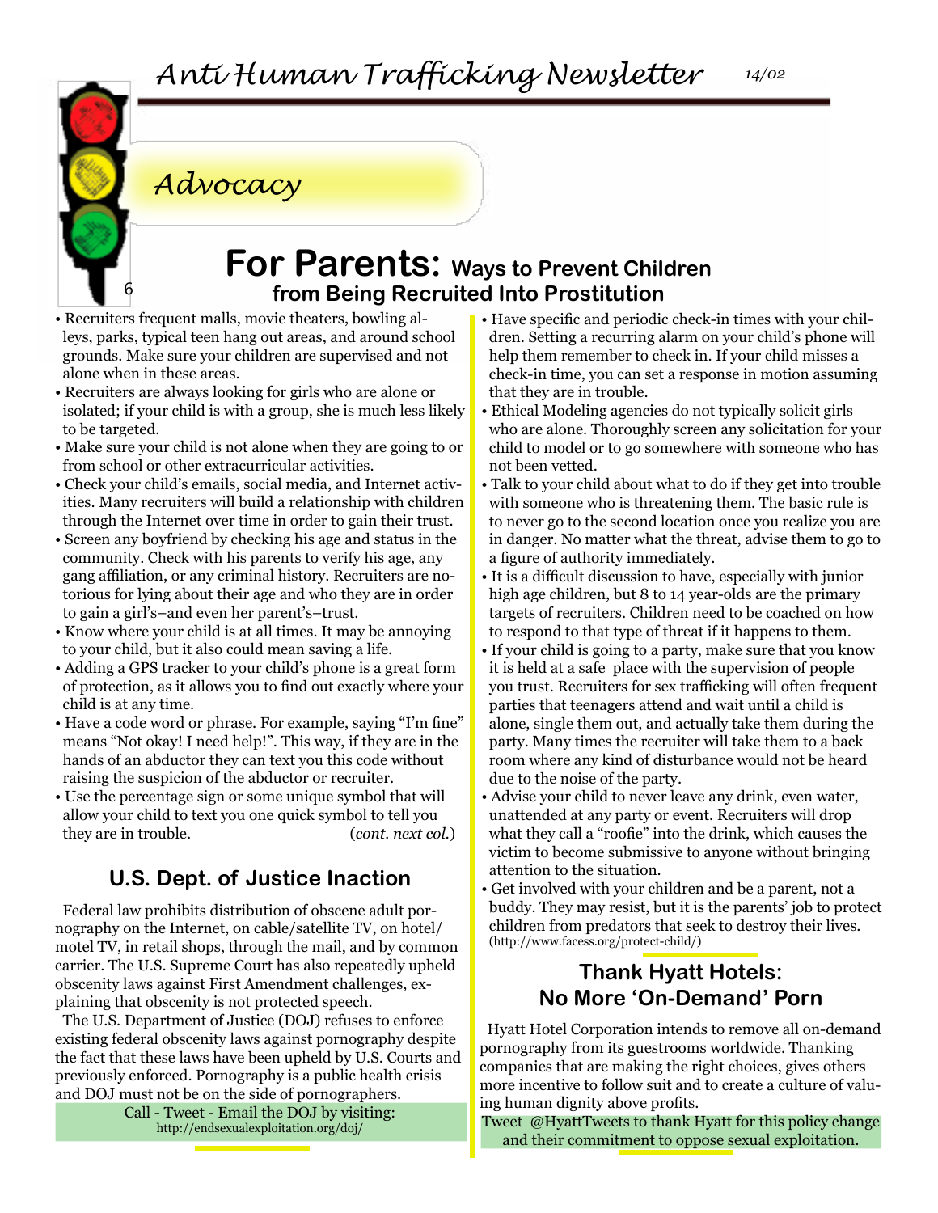# Anti Human Trafficking Newsletter

14/02

## Advocacy

## For Parents: Ways to Prevent Children from Being Recruited Into Prostitution

- Recruiters frequent malls, movie theaters, bowling alleys, parks, typical teen hang out areas, and around school grounds. Make sure your children are supervised and not alone when in these areas.
- Recruiters are always looking for girls who are alone or isolated; if your child is with a group, she is much less likely to be targeted.
- Make sure your child is not alone when they are going to or from school or other extracurricular activities.
- Check your child's emails, social media, and Internet activities. Many recruiters will build a relationship with children through the Internet over time in order to gain their trust.
- Screen any boyfriend by checking his age and status in the community. Check with his parents to verify his age, any gang affiliation, or any criminal history. Recruiters are notorious for lying about their age and who they are in order to gain a girl's–and even her parent's–trust.
- Know where your child is at all times. It may be annoying to your child, but it also could mean saving a life.
- Adding a GPS tracker to your child's phone is a great form of protection, as it allows you to find out exactly where your child is at any time.
- Have a code word or phrase. For example, saying "I'm fine" means "Not okay! I need help!". This way, if they are in the hands of an abductor they can text you this code without raising the suspicion of the abductor or recruiter.
- Use the percentage sign or some unique symbol that will allow your child to text you one quick symbol to tell you they are in trouble. (*cont. next col.*)
- Have specific and periodic check-in times with your children. Setting a recurring alarm on your child's phone will help them remember to check in. If your child misses a check-in time, you can set a response in motion assuming that they are in trouble.
- Ethical Modeling agencies do not typically solicit girls who are alone. Thoroughly screen any solicitation for your child to model or to go somewhere with someone who has not been vetted.
- Talk to your child about what to do if they get into trouble with someone who is threatening them. The basic rule is to never go to the second location once you realize you are in danger. No matter what the threat, advise them to go to a figure of authority immediately.
- It is a difficult discussion to have, especially with junior high age children, but 8 to 14 year-olds are the primary targets of recruiters. Children need to be coached on how to respond to that type of threat if it happens to them.
- If your child is going to a party, make sure that you know it is held at a safe place with the supervision of people you trust. Recruiters for sex trafficking will often frequent parties that teenagers attend and wait until a child is alone, single them out, and actually take them during the party. Many times the recruiter will take them to a back room where any kind of disturbance would not be heard due to the noise of the party.
- Advise your child to never leave any drink, even water, unattended at any party or event. Recruiters will drop what they call a "roofie" into the drink, which causes the victim to become submissive to anyone without bringing attention to the situation.
- Get involved with your children and be a parent, not a buddy. They may resist, but it is the parents' job to protect children from predators that seek to destroy their lives.

(http://www.facess.org/protect-child/)

## U.S. Dept. of Justice Inaction

Federal law prohibits distribution of obscene adult pornography on the Internet, on cable/satellite TV, on hotel/motel TV, in retail shops, through the mail, and by common carrier. The U.S. Supreme Court has also repeatedly upheld obscenity laws against First Amendment challenges, explaining that obscenity is not protected speech.

The U.S. Department of Justice (DOJ) refuses to enforce existing federal obscenity laws against pornography despite the fact that these laws have been upheld by U.S. Courts and previously enforced. Pornography is a public health crisis and DOJ must not be on the side of pornographers.

Call - Tweet - Email the DOJ by visiting:
http://endsexualexploitation.org/doj/

## Thank Hyatt Hotels: No More 'On-Demand' Porn

Hyatt Hotel Corporation intends to remove all on-demand pornography from its guestrooms worldwide. Thanking companies that are making the right choices, gives others more incentive to follow suit and to create a culture of valuing human dignity above profits.

Tweet @HyattTweets to thank Hyatt for this policy change and their commitment to oppose sexual exploitation.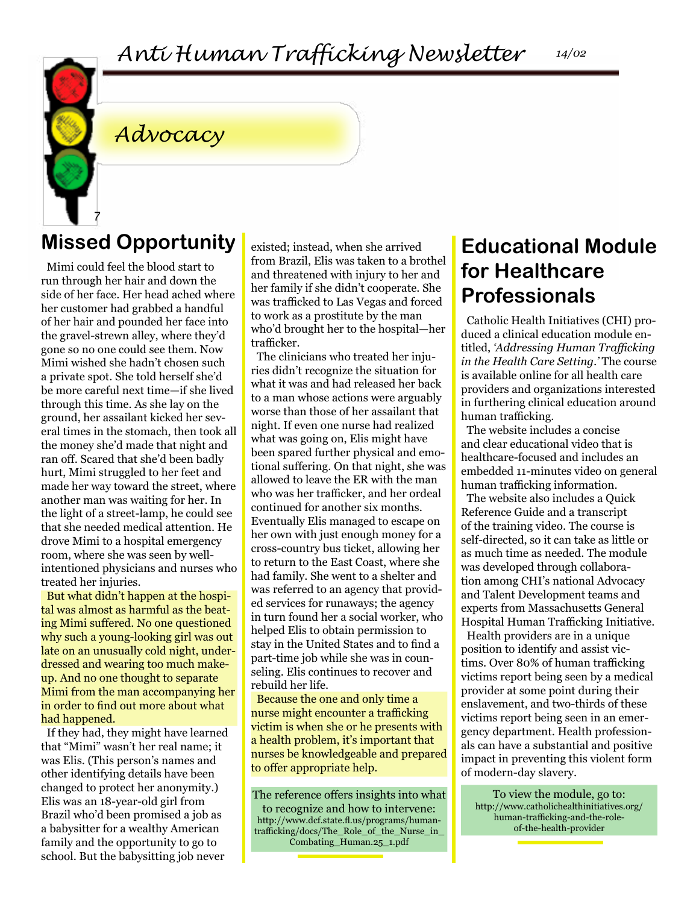# Advocacy

## Missed Opportunity

Mimi could feel the blood start to run through her hair and down the side of her face. Her head ached where her customer had grabbed a handful of her hair and pounded her face into the gravel-strewn alley, where they'd gone so no one could see them. Now Mimi wished she hadn't chosen such a private spot. She told herself she'd be more careful next time—if she lived through this time. As she lay on the ground, her assailant kicked her several times in the stomach, then took all the money she'd made that night and ran off. Scared that she'd been badly hurt, Mimi struggled to her feet and made her way toward the street, where another man was waiting for her. In the light of a street-lamp, he could see that she needed medical attention. He drove Mimi to a hospital emergency room, where she was seen by well-intentioned physicians and nurses who treated her injuries.

But what didn't happen at the hospital was almost as harmful as the beating Mimi suffered. No one questioned why such a young-looking girl was out late on an unusually cold night, underdressed and wearing too much makeup. And no one thought to separate Mimi from the man accompanying her in order to find out more about what had happened.

If they had, they might have learned that "Mimi" wasn't her real name; it was Elis. (This person's names and other identifying details have been changed to protect her anonymity.) Elis was an 18-year-old girl from Brazil who'd been promised a job as a babysitter for a wealthy American family and the opportunity to go to school. But the babysitting job never existed; instead, when she arrived from Brazil, Elis was taken to a brothel and threatened with injury to her and her family if she didn't cooperate. She was trafficked to Las Vegas and forced to work as a prostitute by the man who'd brought her to the hospital—her trafficker.

The clinicians who treated her injuries didn't recognize the situation for what it was and had released her back to a man whose actions were arguably worse than those of her assailant that night. If even one nurse had realized what was going on, Elis might have been spared further physical and emotional suffering. On that night, she was allowed to leave the ER with the man who was her trafficker, and her ordeal continued for another six months. Eventually Elis managed to escape on her own with just enough money for a cross-country bus ticket, allowing her to return to the East Coast, where she had family. She went to a shelter and was referred to an agency that provided services for runaways; the agency in turn found her a social worker, who helped Elis to obtain permission to stay in the United States and to find a part-time job while she was in counseling. Elis continues to recover and rebuild her life.

Because the one and only time a nurse might encounter a trafficking victim is when she or he presents with a health problem, it's important that nurses be knowledgeable and prepared to offer appropriate help.

The reference offers insights into what to recognize and how to intervene:
http://www.dcf.state.fl.us/programs/human-trafficking/docs/The_Role_of_the_Nurse_in_Combating_Human.25_1.pdf

## Educational Module for Healthcare Professionals

Catholic Health Initiatives (CHI) produced a clinical education module entitled, *'Addressing Human Trafficking in the Health Care Setting.'* The course is available online for all health care providers and organizations interested in furthering clinical education around human trafficking.

The website includes a concise and clear educational video that is healthcare-focused and includes an embedded 11-minutes video on general human trafficking information.

The website also includes a Quick Reference Guide and a transcript of the training video. The course is self-directed, so it can take as little or as much time as needed. The module was developed through collaboration among CHI's national Advocacy and Talent Development teams and experts from Massachusetts General Hospital Human Trafficking Initiative.

Health providers are in a unique position to identify and assist victims. Over 80% of human trafficking victims report being seen by a medical provider at some point during their enslavement, and two-thirds of these victims report being seen in an emergency department. Health professionals can have a substantial and positive impact in preventing this violent form of modern-day slavery.

To view the module, go to:
http://www.catholichealthinitiatives.org/human-trafficking-and-the-role-of-the-health-provider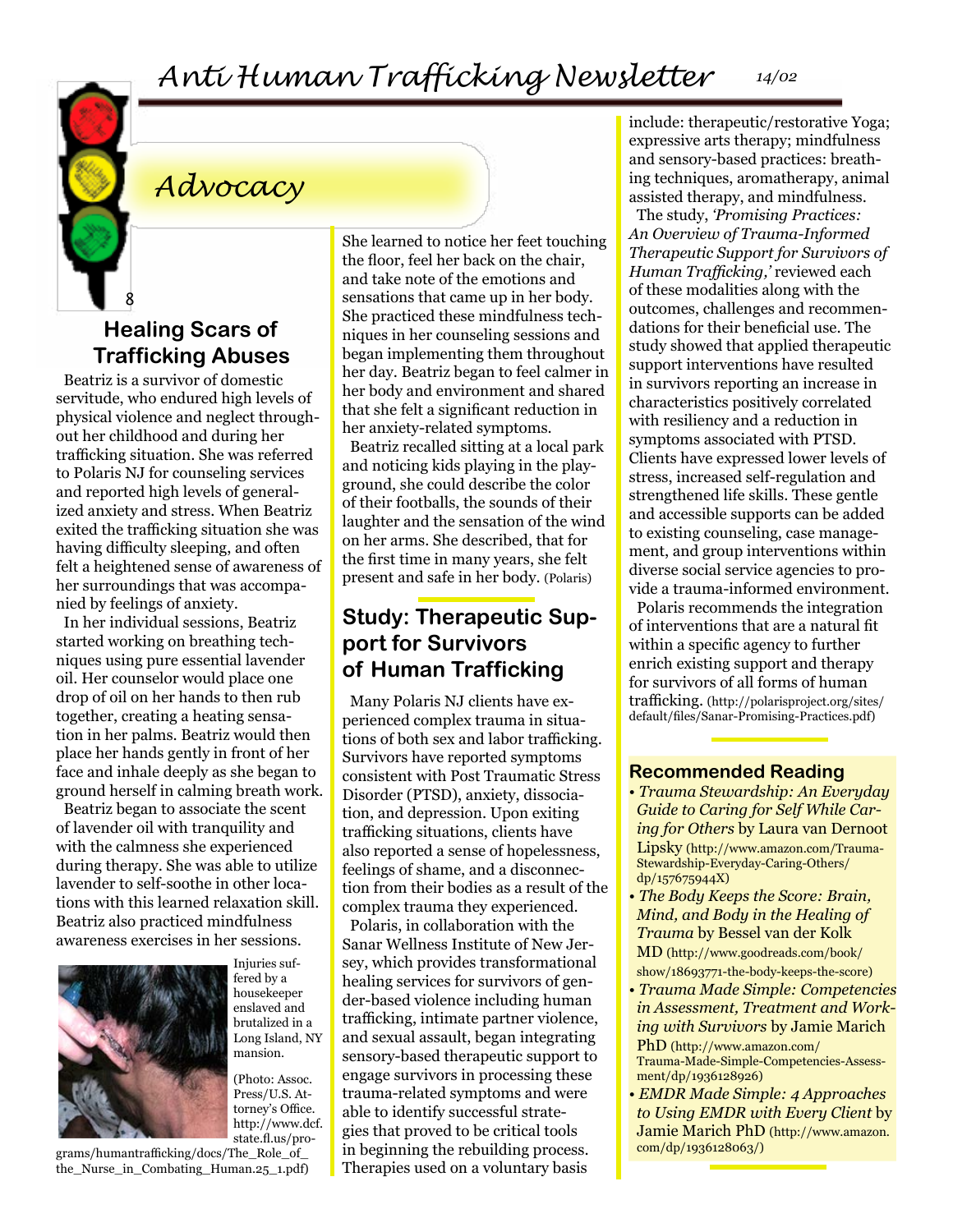# Advocacy

## Healing Scars of Trafficking Abuses

Beatriz is a survivor of domestic servitude, who endured high levels of physical violence and neglect throughout her childhood and during her trafficking situation. She was referred to Polaris NJ for counseling services and reported high levels of generalized anxiety and stress. When Beatriz exited the trafficking situation she was having difficulty sleeping, and often felt a heightened sense of awareness of her surroundings that was accompanied by feelings of anxiety.

In her individual sessions, Beatriz started working on breathing techniques using pure essential lavender oil. Her counselor would place one drop of oil on her hands to then rub together, creating a healing sensation in her palms. Beatriz would then place her hands gently in front of her face and inhale deeply as she began to ground herself in calming breath work.

Beatriz began to associate the scent of lavender oil with tranquility and with the calmness she experienced during therapy. She was able to utilize lavender to self-soothe in other locations with this learned relaxation skill. Beatriz also practiced mindfulness awareness exercises in her sessions.

Injuries suffered by a housekeeper enslaved and brutalized in a Long Island, NY mansion.

(Photo: Assoc. Press/U.S. Attorney's Office. http://www.dcf.state.fl.us/programs/humantrafficking/docs/The_Role_of_the_Nurse_in_Combating_Human.25_1.pdf)

She learned to notice her feet touching the floor, feel her back on the chair, and take note of the emotions and sensations that came up in her body. She practiced these mindfulness techniques in her counseling sessions and began implementing them throughout her day. Beatriz began to feel calmer in her body and environment and shared that she felt a significant reduction in her anxiety-related symptoms.

Beatriz recalled sitting at a local park and noticing kids playing in the playground, she could describe the color of their footballs, the sounds of their laughter and the sensation of the wind on her arms. She described, that for the first time in many years, she felt present and safe in her body. (Polaris)

## Study: Therapeutic Support for Survivors of Human Trafficking

Many Polaris NJ clients have experienced complex trauma in situations of both sex and labor trafficking. Survivors have reported symptoms consistent with Post Traumatic Stress Disorder (PTSD), anxiety, dissociation, and depression. Upon exiting trafficking situations, clients have also reported a sense of hopelessness, feelings of shame, and a disconnection from their bodies as a result of the complex trauma they experienced.

Polaris, in collaboration with the Sanar Wellness Institute of New Jersey, which provides transformational healing services for survivors of gender-based violence including human trafficking, intimate partner violence, and sexual assault, began integrating sensory-based therapeutic support to engage survivors in processing these trauma-related symptoms and were able to identify successful strategies that proved to be critical tools in beginning the rebuilding process. Therapies used on a voluntary basis include: therapeutic/restorative Yoga; expressive arts therapy; mindfulness and sensory-based practices: breathing techniques, aromatherapy, animal assisted therapy, and mindfulness.

The study, *'Promising Practices: An Overview of Trauma-Informed Therapeutic Support for Survivors of Human Trafficking,'* reviewed each of these modalities along with the outcomes, challenges and recommendations for their beneficial use. The study showed that applied therapeutic support interventions have resulted in survivors reporting an increase in characteristics positively correlated with resiliency and a reduction in symptoms associated with PTSD. Clients have expressed lower levels of stress, increased self-regulation and strengthened life skills. These gentle and accessible supports can be added to existing counseling, case management, and group interventions within diverse social service agencies to provide a trauma-informed environment.

Polaris recommends the integration of interventions that are a natural fit within a specific agency to further enrich existing support and therapy for survivors of all forms of human trafficking. (http://polarisproject.org/sites/default/files/Sanar-Promising-Practices.pdf)

### Recommended Reading

- *Trauma Stewardship: An Everyday Guide to Caring for Self While Caring for Others* by Laura van Dernoot Lipsky (http://www.amazon.com/Trauma-Stewardship-Everyday-Caring-Others/dp/157675944X)
- *The Body Keeps the Score: Brain, Mind, and Body in the Healing of Trauma* by Bessel van der Kolk MD (http://www.goodreads.com/book/show/18693771-the-body-keeps-the-score)
- *Trauma Made Simple: Competencies in Assessment, Treatment and Working with Survivors* by Jamie Marich PhD (http://www.amazon.com/Trauma-Made-Simple-Competencies-Assessment/dp/1936128926)
- *EMDR Made Simple: 4 Approaches to Using EMDR with Every Client* by Jamie Marich PhD (http://www.amazon.com/dp/1936128063/)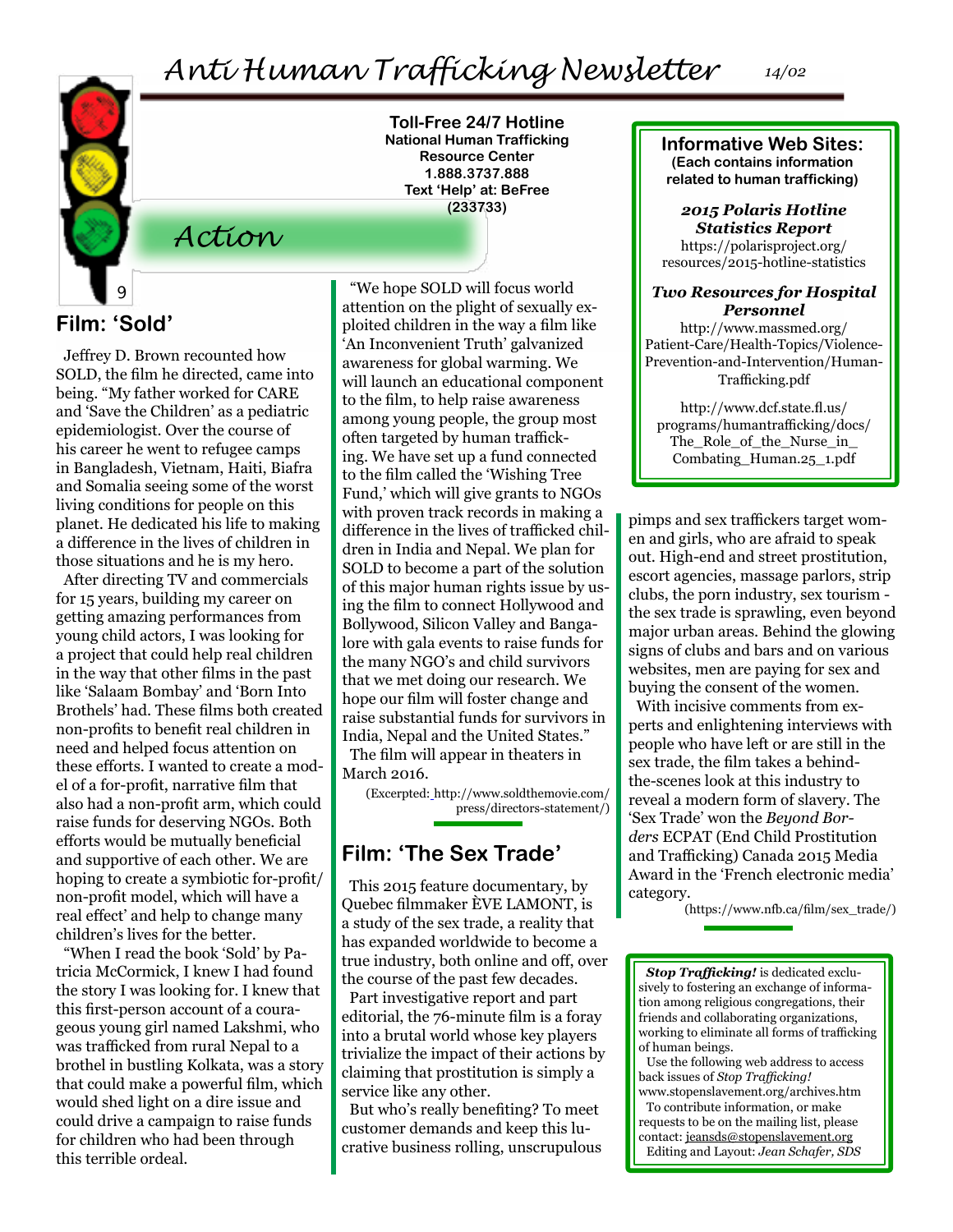# Anti Human Trafficking Newsletter

14/02

## Action

**Toll-Free 24/7 Hotline**
**National Human Trafficking Resource Center**
**1.888.3737.888**
**Text 'Help' at: BeFree (233733)**

## Film: 'Sold'

Jeffrey D. Brown recounted how SOLD, the film he directed, came into being. "My father worked for CARE and 'Save the Children' as a pediatric epidemiologist. Over the course of his career he went to refugee camps in Bangladesh, Vietnam, Haiti, Biafra and Somalia seeing some of the worst living conditions for people on this planet. He dedicated his life to making a difference in the lives of children in those situations and he is my hero.

After directing TV and commercials for 15 years, building my career on getting amazing performances from young child actors, I was looking for a project that could help real children in the way that other films in the past like 'Salaam Bombay' and 'Born Into Brothels' had. These films both created non-profits to benefit real children in need and helped focus attention on these efforts. I wanted to create a model of a for-profit, narrative film that also had a non-profit arm, which could raise funds for deserving NGOs. Both efforts would be mutually beneficial and supportive of each other. We are hoping to create a symbiotic for-profit/ non-profit model, which will have a real effect' and help to change many children's lives for the better.

"When I read the book 'Sold' by Patricia McCormick, I knew I had found the story I was looking for. I knew that this first-person account of a courageous young girl named Lakshmi, who was trafficked from rural Nepal to a brothel in bustling Kolkata, was a story that could make a powerful film, which would shed light on a dire issue and could drive a campaign to raise funds for children who had been through this terrible ordeal.

"We hope SOLD will focus world attention on the plight of sexually exploited children in the way a film like 'An Inconvenient Truth' galvanized awareness for global warming. We will launch an educational component to the film, to help raise awareness among young people, the group most often targeted by human trafficking. We have set up a fund connected to the film called the 'Wishing Tree Fund,' which will give grants to NGOs with proven track records in making a difference in the lives of trafficked children in India and Nepal. We plan for SOLD to become a part of the solution of this major human rights issue by using the film to connect Hollywood and Bollywood, Silicon Valley and Bangalore with gala events to raise funds for the many NGO's and child survivors that we met doing our research. We hope our film will foster change and raise substantial funds for survivors in India, Nepal and the United States."

The film will appear in theaters in March 2016.

(Excerpted: http://www.soldthemovie.com/press/directors-statement/)

## Film: 'The Sex Trade'

This 2015 feature documentary, by Quebec filmmaker ÈVE LAMONT, is a study of the sex trade, a reality that has expanded worldwide to become a true industry, both online and off, over the course of the past few decades.

Part investigative report and part editorial, the 76-minute film is a foray into a brutal world whose key players trivialize the impact of their actions by claiming that prostitution is simply a service like any other.

But who's really benefiting? To meet customer demands and keep this lucrative business rolling, unscrupulous pimps and sex traffickers target women and girls, who are afraid to speak out. High-end and street prostitution, escort agencies, massage parlors, strip clubs, the porn industry, sex tourism - the sex trade is sprawling, even beyond major urban areas. Behind the glowing signs of clubs and bars and on various websites, men are paying for sex and buying the consent of the women.

With incisive comments from experts and enlightening interviews with people who have left or are still in the sex trade, the film takes a behind-the-scenes look at this industry to reveal a modern form of slavery. The 'Sex Trade' won the *Beyond Borders* ECPAT (End Child Prostitution and Trafficking) Canada 2015 Media Award in the 'French electronic media' category.

(https://www.nfb.ca/film/sex_trade/)

**Informative Web Sites:**
**(Each contains information related to human trafficking)**

***2015 Polaris Hotline Statistics Report***
https://polarisproject.org/resources/2015-hotline-statistics

***Two Resources for Hospital Personnel***
http://www.massmed.org/Patient-Care/Health-Topics/Violence-Prevention-and-Intervention/Human-Trafficking.pdf

http://www.dcf.state.fl.us/programs/humantrafficking/docs/The_Role_of_the_Nurse_in_Combating_Human.25_1.pdf

***Stop Trafficking!*** is dedicated exclusively to fostering an exchange of information among religious congregations, their friends and collaborating organizations, working to eliminate all forms of trafficking of human beings.

Use the following web address to access back issues of *Stop Trafficking!* www.stopenslavement.org/archives.htm

To contribute information, or make requests to be on the mailing list, please contact: jeansds@stopenslavement.org

Editing and Layout: *Jean Schafer, SDS*